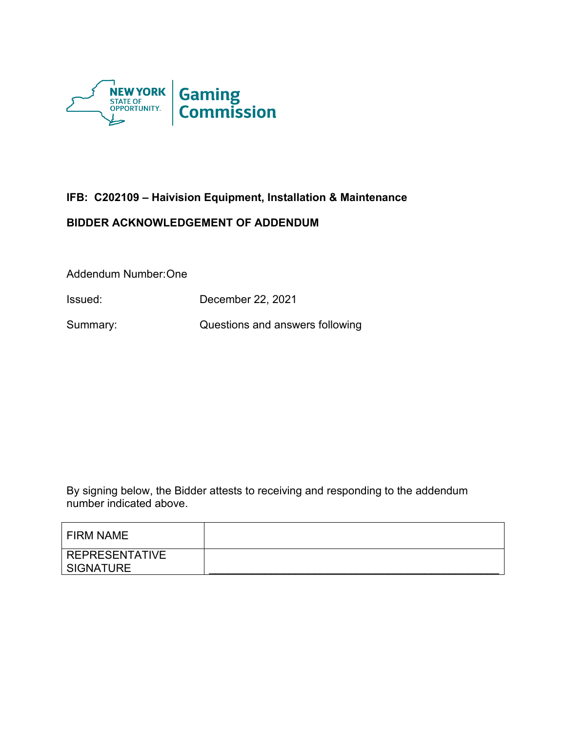NEW YORK STATE OF OPPORTUNITY. | Gaming Commission

**IFB: C202109 – Haivision Equipment, Installation & Maintenance**

**BIDDER ACKNOWLEDGEMENT OF ADDENDUM**

Addendum Number: One

Issued: December 22, 2021

Summary: Questions and answers following

By signing below, the Bidder attests to receiving and responding to the addendum number indicated above.

| | |
|---|---|
| FIRM NAME | |
| REPRESENTATIVE SIGNATURE | ______________________________________________ |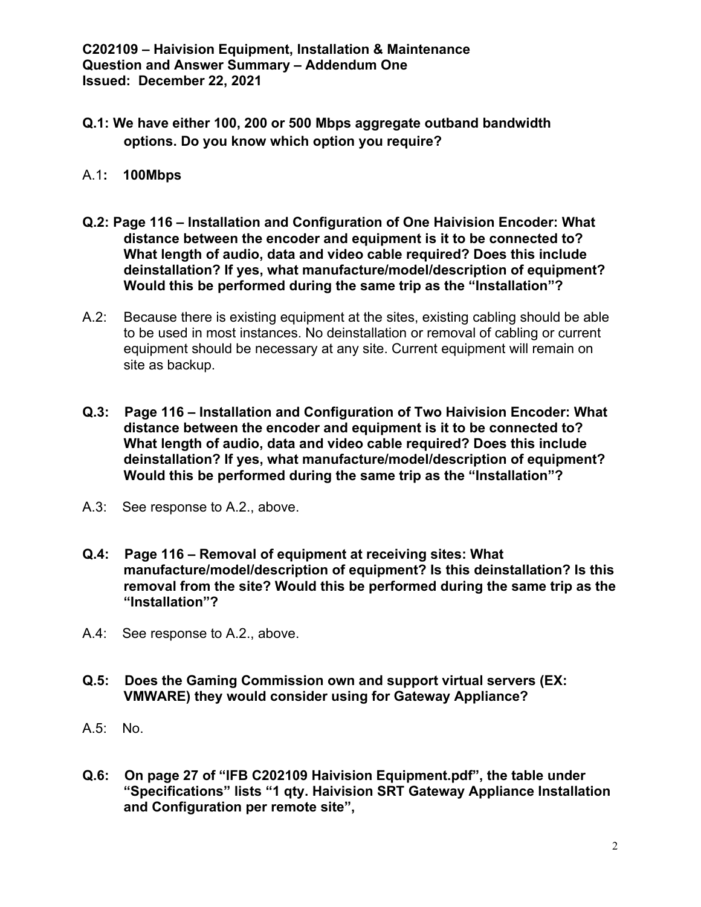**C202109 – Haivision Equipment, Installation & Maintenance**
**Question and Answer Summary – Addendum One**
**Issued: December 22, 2021**

**Q.1: We have either 100, 200 or 500 Mbps aggregate outband bandwidth options. Do you know which option you require?**

A.1**: 100Mbps**

**Q.2: Page 116 – Installation and Configuration of One Haivision Encoder: What distance between the encoder and equipment is it to be connected to? What length of audio, data and video cable required? Does this include deinstallation? If yes, what manufacture/model/description of equipment? Would this be performed during the same trip as the "Installation"?**

A.2: Because there is existing equipment at the sites, existing cabling should be able to be used in most instances. No deinstallation or removal of cabling or current equipment should be necessary at any site. Current equipment will remain on site as backup.

**Q.3: Page 116 – Installation and Configuration of Two Haivision Encoder: What distance between the encoder and equipment is it to be connected to? What length of audio, data and video cable required? Does this include deinstallation? If yes, what manufacture/model/description of equipment? Would this be performed during the same trip as the "Installation"?**

A.3: See response to A.2., above.

**Q.4: Page 116 – Removal of equipment at receiving sites: What manufacture/model/description of equipment? Is this deinstallation? Is this removal from the site? Would this be performed during the same trip as the "Installation"?**

A.4: See response to A.2., above.

**Q.5: Does the Gaming Commission own and support virtual servers (EX: VMWARE) they would consider using for Gateway Appliance?**

A.5: No.

**Q.6: On page 27 of "IFB C202109 Haivision Equipment.pdf", the table under "Specifications" lists "1 qty. Haivision SRT Gateway Appliance Installation and Configuration per remote site",**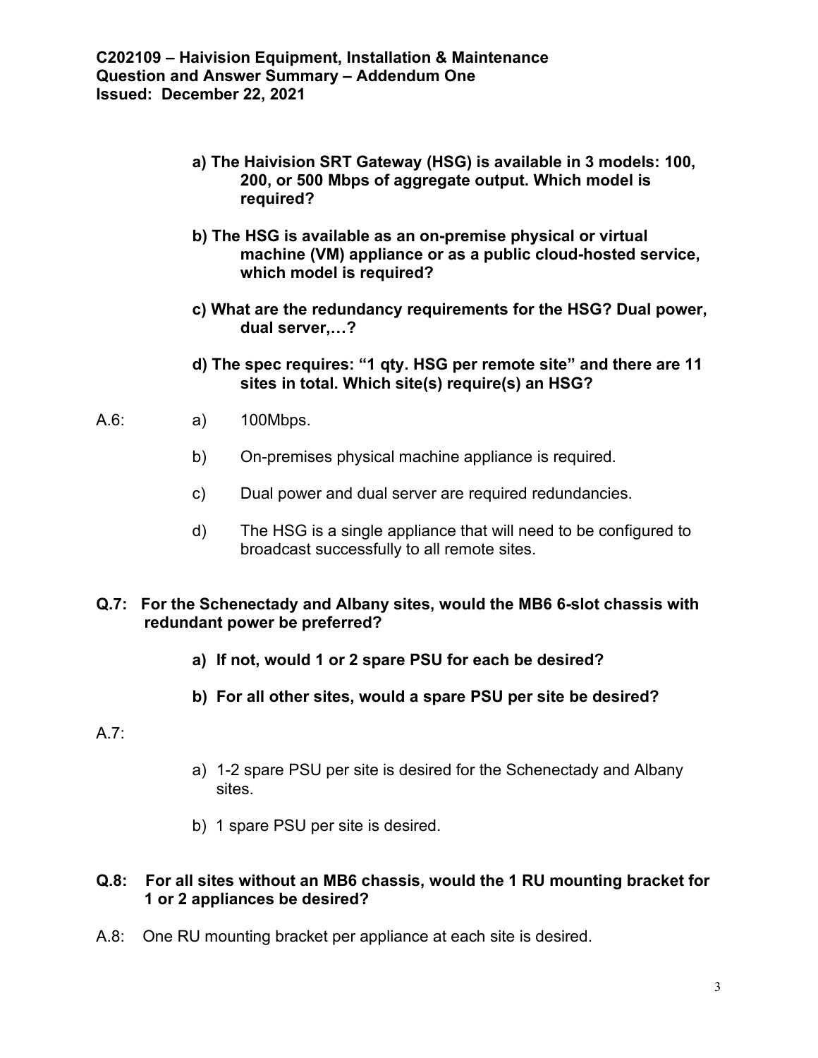**C202109 – Haivision Equipment, Installation & Maintenance**
**Question and Answer Summary – Addendum One**
**Issued: December 22, 2021**

> **a) The Haivision SRT Gateway (HSG) is available in 3 models: 100, 200, or 500 Mbps of aggregate output. Which model is required?**
>
> **b) The HSG is available as an on-premise physical or virtual machine (VM) appliance or as a public cloud-hosted service, which model is required?**
>
> **c) What are the redundancy requirements for the HSG? Dual power, dual server,…?**
>
> **d) The spec requires: "1 qty. HSG per remote site" and there are 11 sites in total. Which site(s) require(s) an HSG?**

A.6:

- a) 100Mbps.
- b) On-premises physical machine appliance is required.
- c) Dual power and dual server are required redundancies.
- d) The HSG is a single appliance that will need to be configured to broadcast successfully to all remote sites.

**Q.7: For the Schenectady and Albany sites, would the MB6 6-slot chassis with redundant power be preferred?**

> **a) If not, would 1 or 2 spare PSU for each be desired?**
>
> **b) For all other sites, would a spare PSU per site be desired?**

A.7:

- a) 1-2 spare PSU per site is desired for the Schenectady and Albany sites.
- b) 1 spare PSU per site is desired.

**Q.8: For all sites without an MB6 chassis, would the 1 RU mounting bracket for 1 or 2 appliances be desired?**

A.8: One RU mounting bracket per appliance at each site is desired.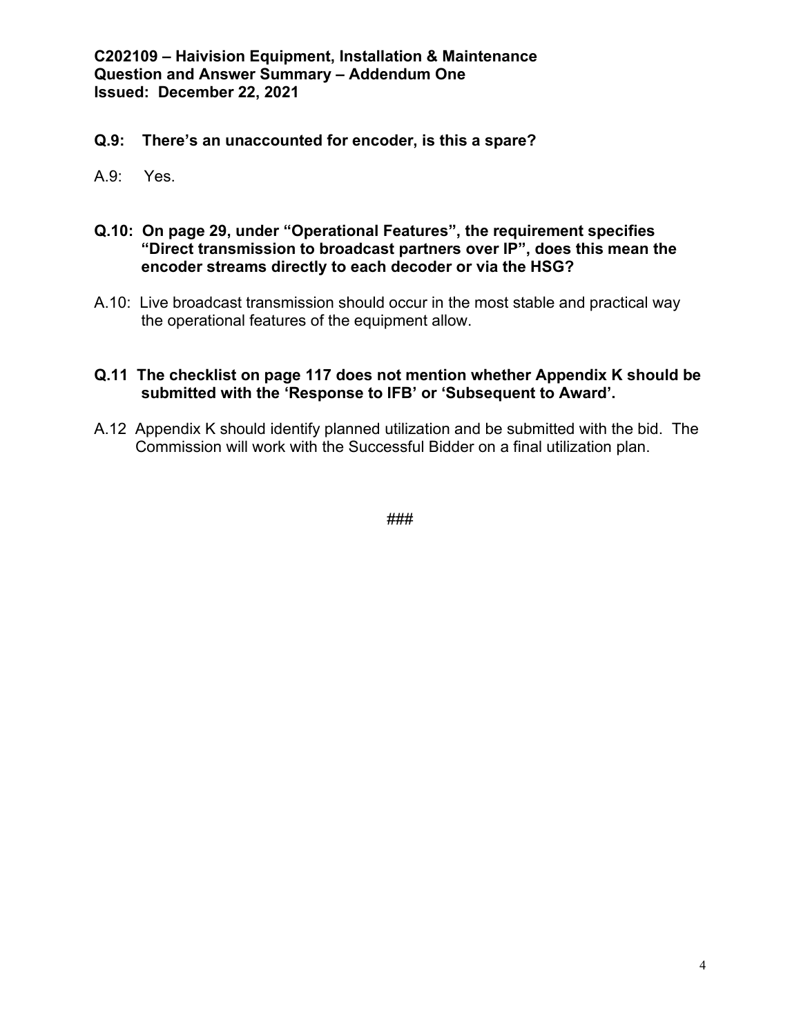**C202109 – Haivision Equipment, Installation & Maintenance**
**Question and Answer Summary – Addendum One**
**Issued: December 22, 2021**

**Q.9: There's an unaccounted for encoder, is this a spare?**

A.9: Yes.

**Q.10: On page 29, under "Operational Features", the requirement specifies "Direct transmission to broadcast partners over IP", does this mean the encoder streams directly to each decoder or via the HSG?**

A.10: Live broadcast transmission should occur in the most stable and practical way the operational features of the equipment allow.

**Q.11 The checklist on page 117 does not mention whether Appendix K should be submitted with the 'Response to IFB' or 'Subsequent to Award'.**

A.12 Appendix K should identify planned utilization and be submitted with the bid. The Commission will work with the Successful Bidder on a final utilization plan.

###